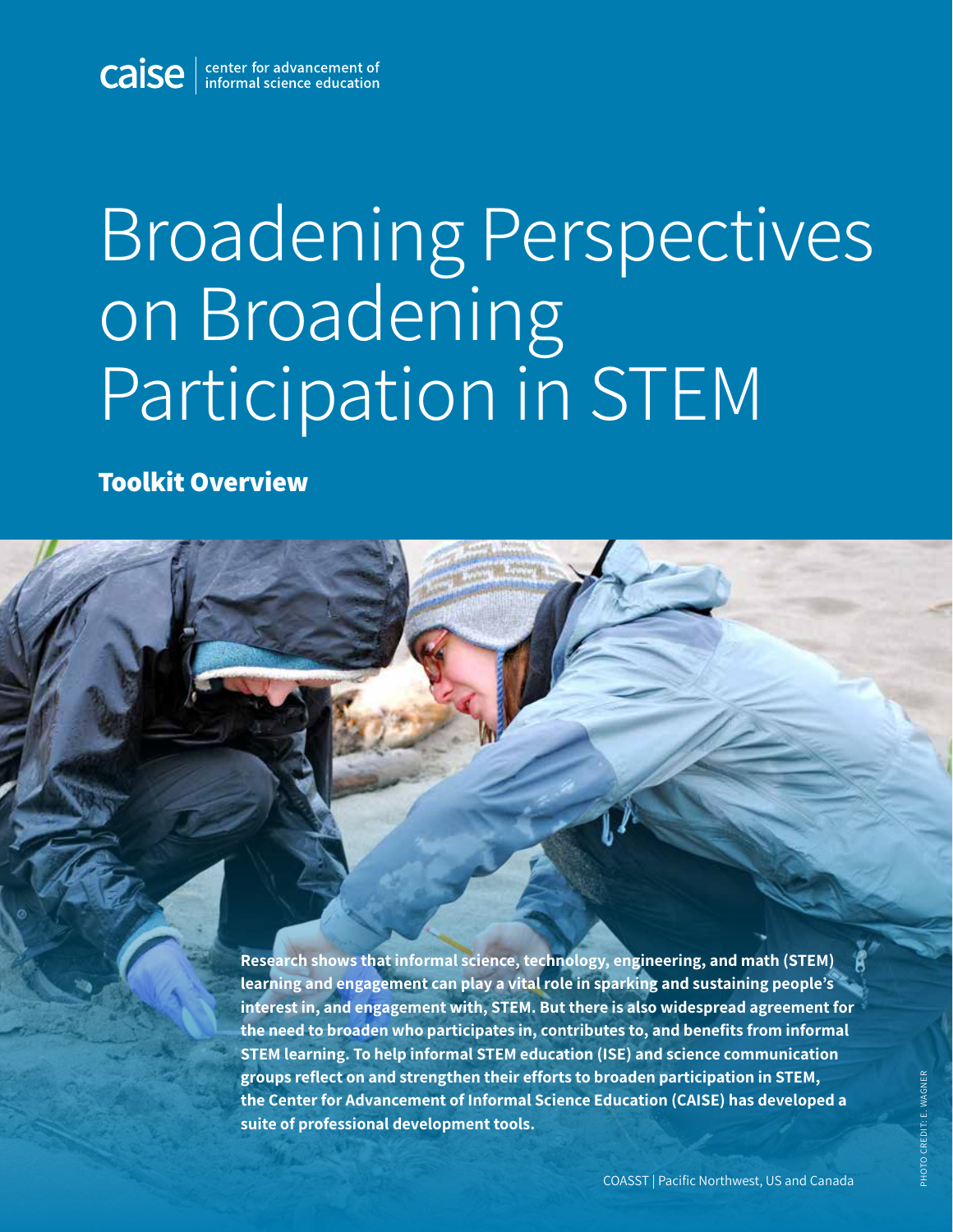caise | center for advancement of informal science education

# Broadening Perspectives on Broadening Participation in STEM

## Toolkit Overview

**Research shows that informal science, technology, engineering, and math (STEM) learning and engagement can play a vital role in sparking and sustaining people's interest in, and engagement with, STEM. But there is also widespread agreement for the need to broaden who participates in, contributes to, and benefits from informal STEM learning. To help informal STEM education (ISE) and science communication groups reflect on and strengthen their efforts to broaden participation in STEM, the Center for Advancement of Informal Science Education (CAISE) has developed a suite of professional development tools.**

COASST | Pacific Northwest, US and Canada

PHOTO CREDIT: E. WAGNER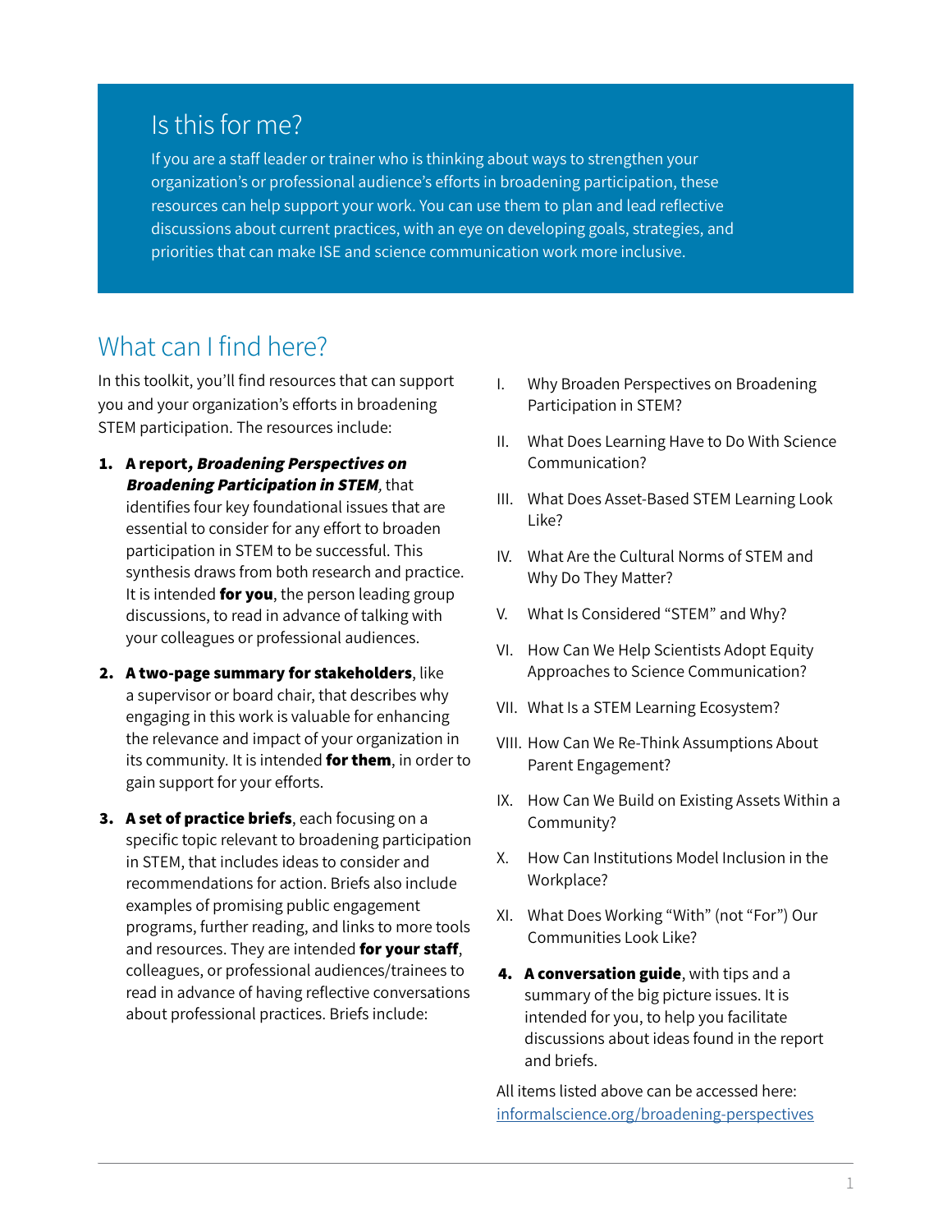## Is this for me?

If you are a staff leader or trainer who is thinking about ways to strengthen your organization's or professional audience's efforts in broadening participation, these resources can help support your work. You can use them to plan and lead reflective discussions about current practices, with an eye on developing goals, strategies, and priorities that can make ISE and science communication work more inclusive.

## What can I find here?

In this toolkit, you'll find resources that can support you and your organization's efforts in broadening STEM participation. The resources include:

1. **A report, *Broadening Perspectives on Broadening Participation in STEM***, that identifies four key foundational issues that are essential to consider for any effort to broaden participation in STEM to be successful. This synthesis draws from both research and practice. It is intended **for you**, the person leading group discussions, to read in advance of talking with your colleagues or professional audiences.

2. **A two-page summary for stakeholders**, like a supervisor or board chair, that describes why engaging in this work is valuable for enhancing the relevance and impact of your organization in its community. It is intended **for them**, in order to gain support for your efforts.

3. **A set of practice briefs**, each focusing on a specific topic relevant to broadening participation in STEM, that includes ideas to consider and recommendations for action. Briefs also include examples of promising public engagement programs, further reading, and links to more tools and resources. They are intended **for your staff**, colleagues, or professional audiences/trainees to read in advance of having reflective conversations about professional practices. Briefs include:

   I. Why Broaden Perspectives on Broadening Participation in STEM?

   II. What Does Learning Have to Do With Science Communication?

   III. What Does Asset-Based STEM Learning Look Like?

   IV. What Are the Cultural Norms of STEM and Why Do They Matter?

   V. What Is Considered "STEM" and Why?

   VI. How Can We Help Scientists Adopt Equity Approaches to Science Communication?

   VII. What Is a STEM Learning Ecosystem?

   VIII. How Can We Re-Think Assumptions About Parent Engagement?

   IX. How Can We Build on Existing Assets Within a Community?

   X. How Can Institutions Model Inclusion in the Workplace?

   XI. What Does Working "With" (not "For") Our Communities Look Like?

4. **A conversation guide**, with tips and a summary of the big picture issues. It is intended for you, to help you facilitate discussions about ideas found in the report and briefs.

All items listed above can be accessed here: [informalscience.org/broadening-perspectives](informalscience.org/broadening-perspectives)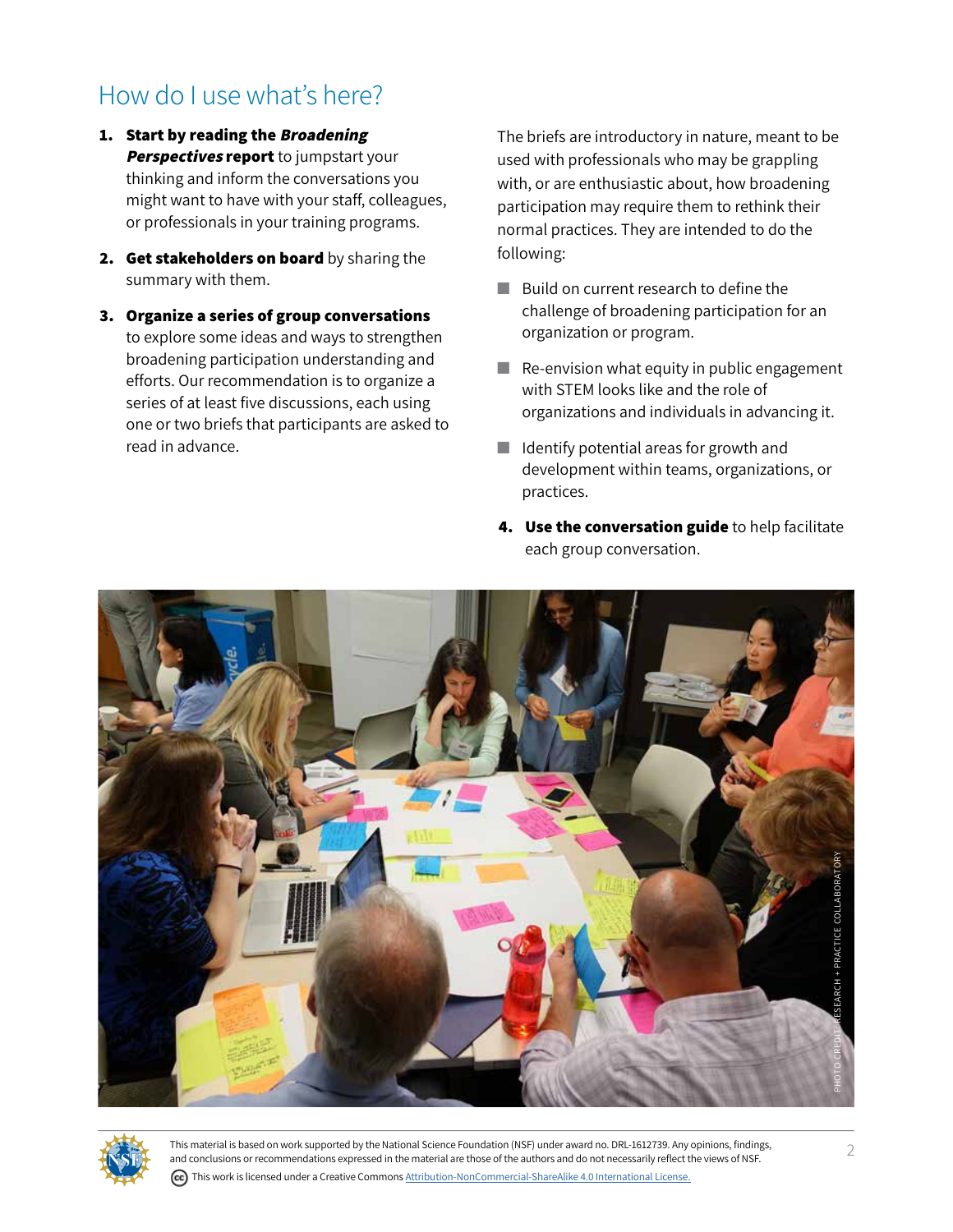## How do I use what's here?

1. **Start by reading the *Broadening Perspectives* report** to jumpstart your thinking and inform the conversations you might want to have with your staff, colleagues, or professionals in your training programs.
2. **Get stakeholders on board** by sharing the summary with them.
3. **Organize a series of group conversations** to explore some ideas and ways to strengthen broadening participation understanding and efforts. Our recommendation is to organize a series of at least five discussions, each using one or two briefs that participants are asked to read in advance.

   The briefs are introductory in nature, meant to be used with professionals who may be grappling with, or are enthusiastic about, how broadening participation may require them to rethink their normal practices. They are intended to do the following:

   - Build on current research to define the challenge of broadening participation for an organization or program.
   - Re-envision what equity in public engagement with STEM looks like and the role of organizations and individuals in advancing it.
   - Identify potential areas for growth and development within teams, organizations, or practices.

4. **Use the conversation guide** to help facilitate each group conversation.

PHOTO CREDIT: RESEARCH + PRACTICE COLLABORATORY

This material is based on work supported by the National Science Foundation (NSF) under award no. DRL-1612739. Any opinions, findings, and conclusions or recommendations expressed in the material are those of the authors and do not necessarily reflect the views of NSF.

This work is licensed under a Creative Commons Attribution-NonCommercial-ShareAlike 4.0 International License.